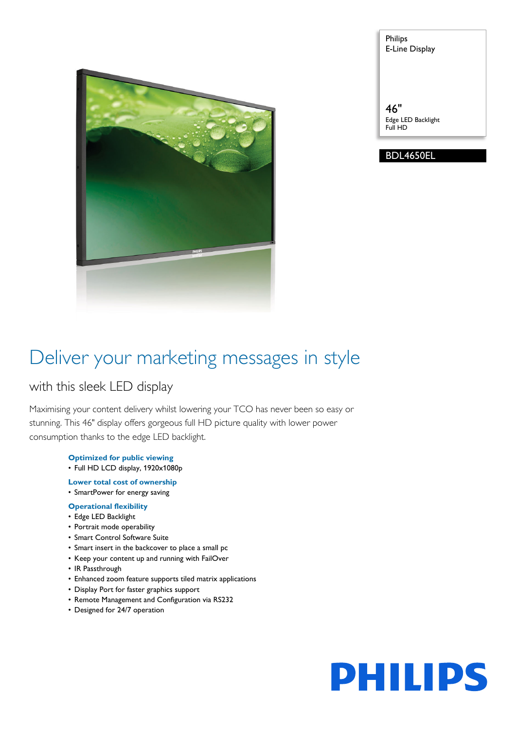Philips
E-Line Display

46"
Edge LED Backlight
Full HD

BDL4650EL

# Deliver your marketing messages in style

## with this sleek LED display

Maximising your content delivery whilst lowering your TCO has never been so easy or stunning. This 46" display offers gorgeous full HD picture quality with lower power consumption thanks to the edge LED backlight.

**Optimized for public viewing**

- Full HD LCD display, 1920x1080p

**Lower total cost of ownership**

- SmartPower for energy saving

**Operational flexibility**

- Edge LED Backlight
- Portrait mode operability
- Smart Control Software Suite
- Smart insert in the backcover to place a small pc
- Keep your content up and running with FailOver
- IR Passthrough
- Enhanced zoom feature supports tiled matrix applications
- Display Port for faster graphics support
- Remote Management and Configuration via RS232
- Designed for 24/7 operation

PHILIPS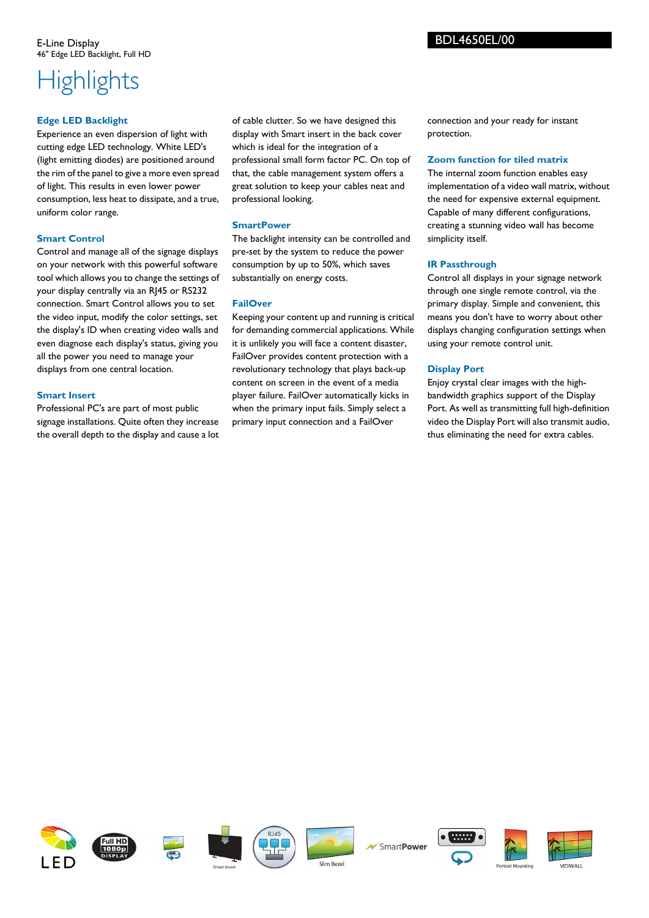E-Line Display
46" Edge LED Backlight, Full HD

BDL4650EL/00

# Highlights

### Edge LED Backlight

Experience an even dispersion of light with cutting edge LED technology. White LED's (light emitting diodes) are positioned around the rim of the panel to give a more even spread of light. This results in even lower power consumption, less heat to dissipate, and a true, uniform color range.

### Smart Control

Control and manage all of the signage displays on your network with this powerful software tool which allows you to change the settings of your display centrally via an RJ45 or RS232 connection. Smart Control allows you to set the video input, modify the color settings, set the display's ID when creating video walls and even diagnose each display's status, giving you all the power you need to manage your displays from one central location.

### Smart Insert

Professional PC's are part of most public signage installations. Quite often they increase the overall depth to the display and cause a lot of cable clutter. So we have designed this display with Smart insert in the back cover which is ideal for the integration of a professional small form factor PC. On top of that, the cable management system offers a great solution to keep your cables neat and professional looking.

### SmartPower

The backlight intensity can be controlled and pre-set by the system to reduce the power consumption by up to 50%, which saves substantially on energy costs.

### FailOver

Keeping your content up and running is critical for demanding commercial applications. While it is unlikely you will face a content disaster, FailOver provides content protection with a revolutionary technology that plays back-up content on screen in the event of a media player failure. FailOver automatically kicks in when the primary input fails. Simply select a primary input connection and a FailOver connection and your ready for instant protection.

### Zoom function for tiled matrix

The internal zoom function enables easy implementation of a video wall matrix, without the need for expensive external equipment. Capable of many different configurations, creating a stunning video wall has become simplicity itself.

### IR Passthrough

Control all displays in your signage network through one single remote control, via the primary display. Simple and convenient, this means you don't have to worry about other displays changing configuration settings when using your remote control unit.

### Display Port

Enjoy crystal clear images with the high-bandwidth graphics support of the Display Port. As well as transmitting full high-definition video the Display Port will also transmit audio, thus eliminating the need for extra cables.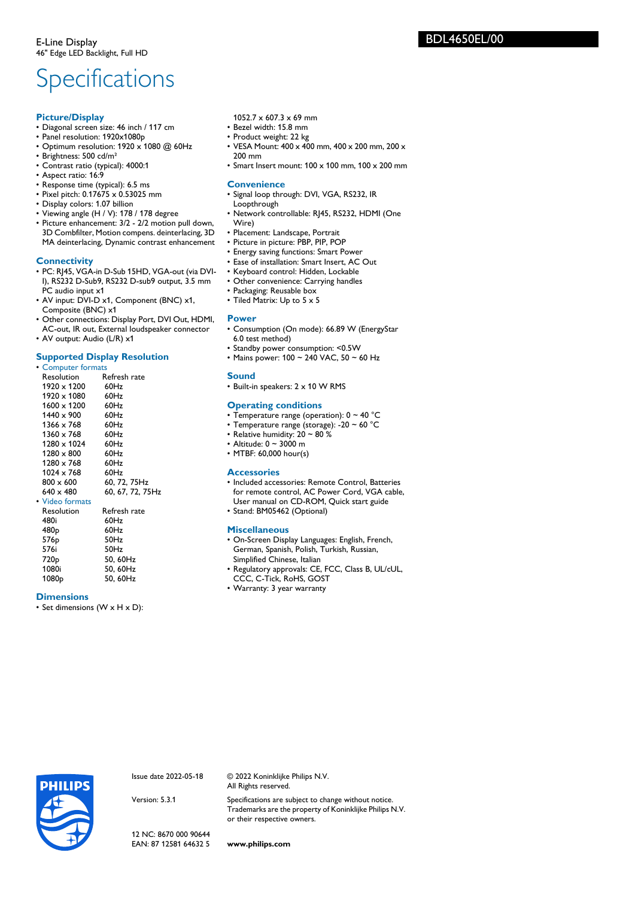E-Line Display
46" Edge LED Backlight, Full HD

BDL4650EL/00

# Specifications

## Picture/Display

- Diagonal screen size: 46 inch / 117 cm
- Panel resolution: 1920x1080p
- Optimum resolution: 1920 x 1080 @ 60Hz
- Brightness: 500 cd/m²
- Contrast ratio (typical): 4000:1
- Aspect ratio: 16:9
- Response time (typical): 6.5 ms
- Pixel pitch: 0.17675 x 0.53025 mm
- Display colors: 1.07 billion
- Viewing angle (H / V): 178 / 178 degree
- Picture enhancement: 3/2 - 2/2 motion pull down, 3D Combfilter, Motion compens. deinterlacing, 3D MA deinterlacing, Dynamic contrast enhancement

## Connectivity

- PC: RJ45, VGA-in D-Sub 15HD, VGA-out (via DVI-I), RS232 D-Sub9, RS232 D-sub9 output, 3.5 mm PC audio input x1
- AV input: DVI-D x1, Component (BNC) x1, Composite (BNC) x1
- Other connections: Display Port, DVI Out, HDMI, AC-out, IR out, External loudspeaker connector
- AV output: Audio (L/R) x1

## Supported Display Resolution

- Computer formats

| Resolution | Refresh rate |
|---|---|
| 1920 x 1200 | 60Hz |
| 1920 x 1080 | 60Hz |
| 1600 x 1200 | 60Hz |
| 1440 x 900 | 60Hz |
| 1366 x 768 | 60Hz |
| 1360 x 768 | 60Hz |
| 1280 x 1024 | 60Hz |
| 1280 x 800 | 60Hz |
| 1280 x 768 | 60Hz |
| 1024 x 768 | 60Hz |
| 800 x 600 | 60, 72, 75Hz |
| 640 x 480 | 60, 67, 72, 75Hz |

- Video formats

| Resolution | Refresh rate |
|---|---|
| 480i | 60Hz |
| 480p | 60Hz |
| 576p | 50Hz |
| 576i | 50Hz |
| 720p | 50, 60Hz |
| 1080i | 50, 60Hz |
| 1080p | 50, 60Hz |

## Dimensions

- Set dimensions (W x H x D): 1052.7 x 607.3 x 69 mm
- Bezel width: 15.8 mm
- Product weight: 22 kg
- VESA Mount: 400 x 400 mm, 400 x 200 mm, 200 x 200 mm
- Smart Insert mount: 100 x 100 mm, 100 x 200 mm

## Convenience

- Signal loop through: DVI, VGA, RS232, IR Loopthrough
- Network controllable: RJ45, RS232, HDMI (One Wire)
- Placement: Landscape, Portrait
- Picture in picture: PBP, PIP, POP
- Energy saving functions: Smart Power
- Ease of installation: Smart Insert, AC Out
- Keyboard control: Hidden, Lockable
- Other convenience: Carrying handles
- Packaging: Reusable box
- Tiled Matrix: Up to 5 x 5

## Power

- Consumption (On mode): 66.89 W (EnergyStar 6.0 test method)
- Standby power consumption: <0.5W
- Mains power: 100 ~ 240 VAC, 50 ~ 60 Hz

## Sound

- Built-in speakers: 2 x 10 W RMS

## Operating conditions

- Temperature range (operation): 0 ~ 40 °C
- Temperature range (storage): -20 ~ 60 °C
- Relative humidity: 20 ~ 80 %
- Altitude: 0 ~ 3000 m
- MTBF: 60,000 hour(s)

## Accessories

- Included accessories: Remote Control, Batteries for remote control, AC Power Cord, VGA cable, User manual on CD-ROM, Quick start guide
- Stand: BM05462 (Optional)

## Miscellaneous

- On-Screen Display Languages: English, French, German, Spanish, Polish, Turkish, Russian, Simplified Chinese, Italian
- Regulatory approvals: CE, FCC, Class B, UL/cUL, CCC, C-Tick, RoHS, GOST
- Warranty: 3 year warranty

Issue date 2022-05-18

Version: 5.3.1

12 NC: 8670 000 90644
EAN: 87 12581 64632 5

© 2022 Koninklijke Philips N.V.
All Rights reserved.

Specifications are subject to change without notice. Trademarks are the property of Koninklijke Philips N.V. or their respective owners.

**www.philips.com**